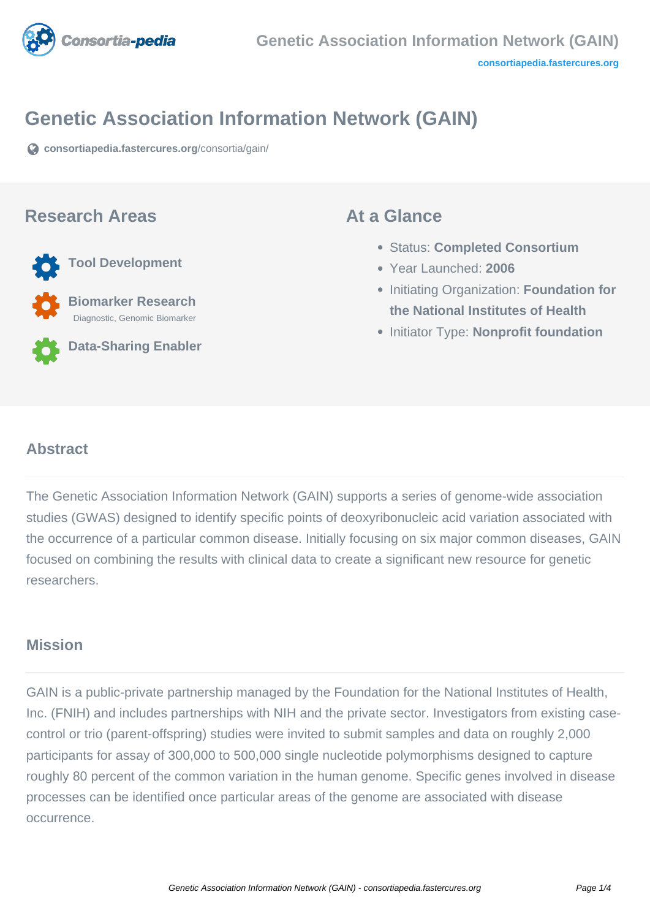# Genetic Association Information Network (GAIN)

consortiapedia.fastercures.org/consortia/gain/

## Research Areas

**Tool Development**

**Biomarker Research**
Diagnostic, Genomic Biomarker

**Data-Sharing Enabler**

## At a Glance

- Status: **Completed Consortium**
- Year Launched: **2006**
- Initiating Organization: **Foundation for the National Institutes of Health**
- Initiator Type: **Nonprofit foundation**

## Abstract

The Genetic Association Information Network (GAIN) supports a series of genome-wide association studies (GWAS) designed to identify specific points of deoxyribonucleic acid variation associated with the occurrence of a particular common disease. Initially focusing on six major common diseases, GAIN focused on combining the results with clinical data to create a significant new resource for genetic researchers.

## Mission

GAIN is a public-private partnership managed by the Foundation for the National Institutes of Health, Inc. (FNIH) and includes partnerships with NIH and the private sector. Investigators from existing case-control or trio (parent-offspring) studies were invited to submit samples and data on roughly 2,000 participants for assay of 300,000 to 500,000 single nucleotide polymorphisms designed to capture roughly 80 percent of the common variation in the human genome. Specific genes involved in disease processes can be identified once particular areas of the genome are associated with disease occurrence.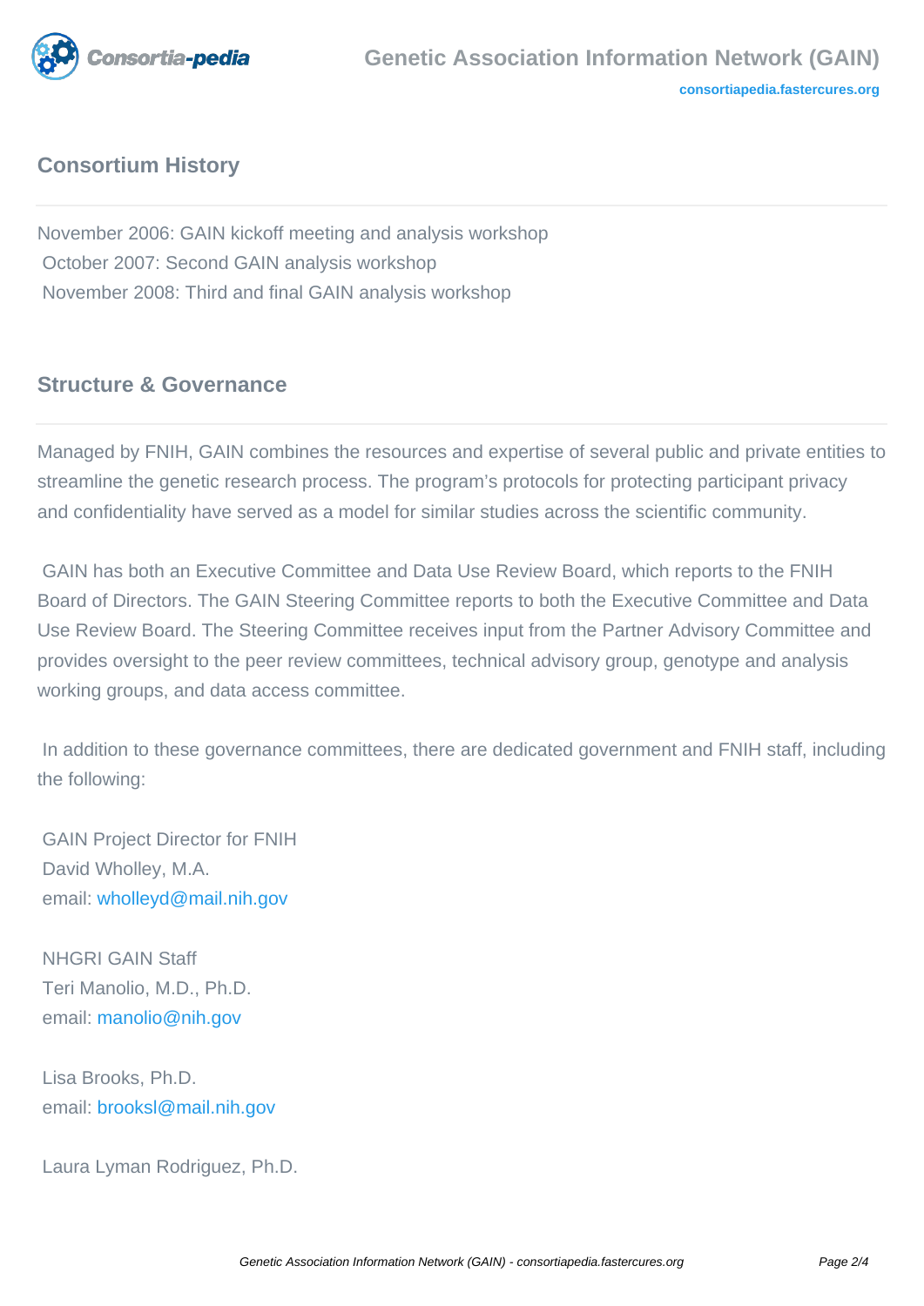## Consortium History

November 2006: GAIN kickoff meeting and analysis workshop
October 2007: Second GAIN analysis workshop
November 2008: Third and final GAIN analysis workshop

## Structure & Governance

Managed by FNIH, GAIN combines the resources and expertise of several public and private entities to streamline the genetic research process. The program's protocols for protecting participant privacy and confidentiality have served as a model for similar studies across the scientific community.

GAIN has both an Executive Committee and Data Use Review Board, which reports to the FNIH Board of Directors. The GAIN Steering Committee reports to both the Executive Committee and Data Use Review Board. The Steering Committee receives input from the Partner Advisory Committee and provides oversight to the peer review committees, technical advisory group, genotype and analysis working groups, and data access committee.

In addition to these governance committees, there are dedicated government and FNIH staff, including the following:

GAIN Project Director for FNIH
David Wholley, M.A.
email: wholleyd@mail.nih.gov

NHGRI GAIN Staff
Teri Manolio, M.D., Ph.D.
email: manolio@nih.gov

Lisa Brooks, Ph.D.
email: brooksl@mail.nih.gov

Laura Lyman Rodriguez, Ph.D.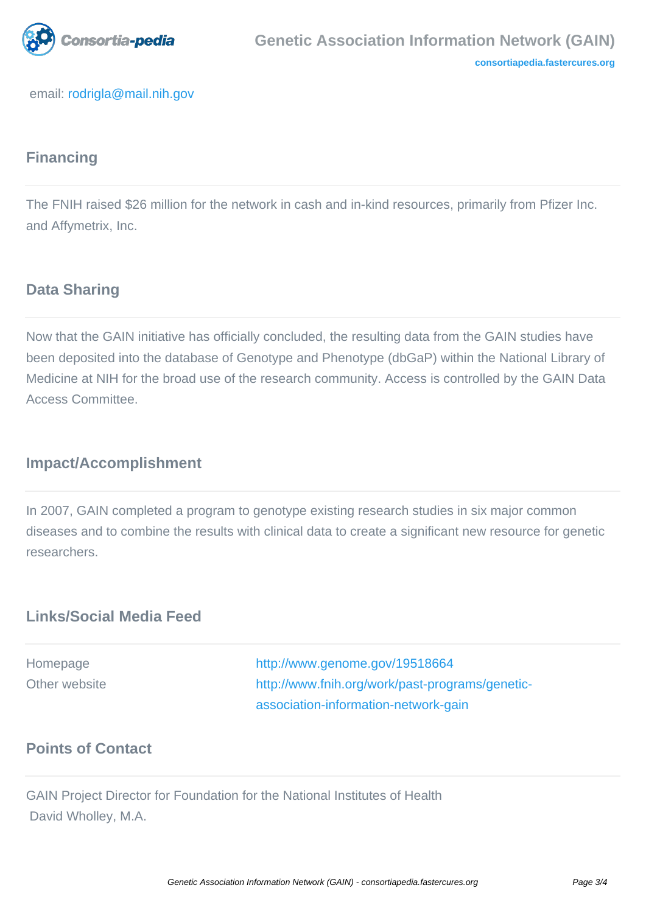email: rodrigla@mail.nih.gov

## Financing

The FNIH raised $26 million for the network in cash and in-kind resources, primarily from Pfizer Inc. and Affymetrix, Inc.

## Data Sharing

Now that the GAIN initiative has officially concluded, the resulting data from the GAIN studies have been deposited into the database of Genotype and Phenotype (dbGaP) within the National Library of Medicine at NIH for the broad use of the research community. Access is controlled by the GAIN Data Access Committee.

## Impact/Accomplishment

In 2007, GAIN completed a program to genotype existing research studies in six major common diseases and to combine the results with clinical data to create a significant new resource for genetic researchers.

## Links/Social Media Feed

| | |
|---|---|
| Homepage | http://www.genome.gov/19518664 |
| Other website | http://www.fnih.org/work/past-programs/genetic-association-information-network-gain |

## Points of Contact

GAIN Project Director for Foundation for the National Institutes of Health
David Wholley, M.A.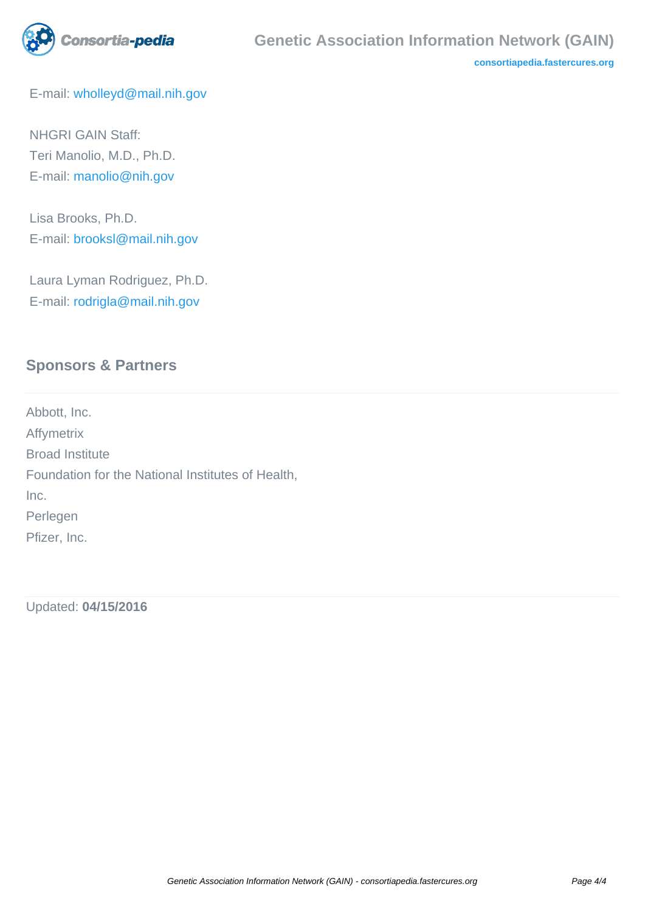E-mail: wholleyd@mail.nih.gov

NHGRI GAIN Staff:
Teri Manolio, M.D., Ph.D.
E-mail: manolio@nih.gov

Lisa Brooks, Ph.D.
E-mail: brooksl@mail.nih.gov

Laura Lyman Rodriguez, Ph.D.
E-mail: rodrigla@mail.nih.gov

## Sponsors & Partners

Abbott, Inc.
Affymetrix
Broad Institute
Foundation for the National Institutes of Health, Inc.
Perlegen
Pfizer, Inc.

Updated: **04/15/2016**